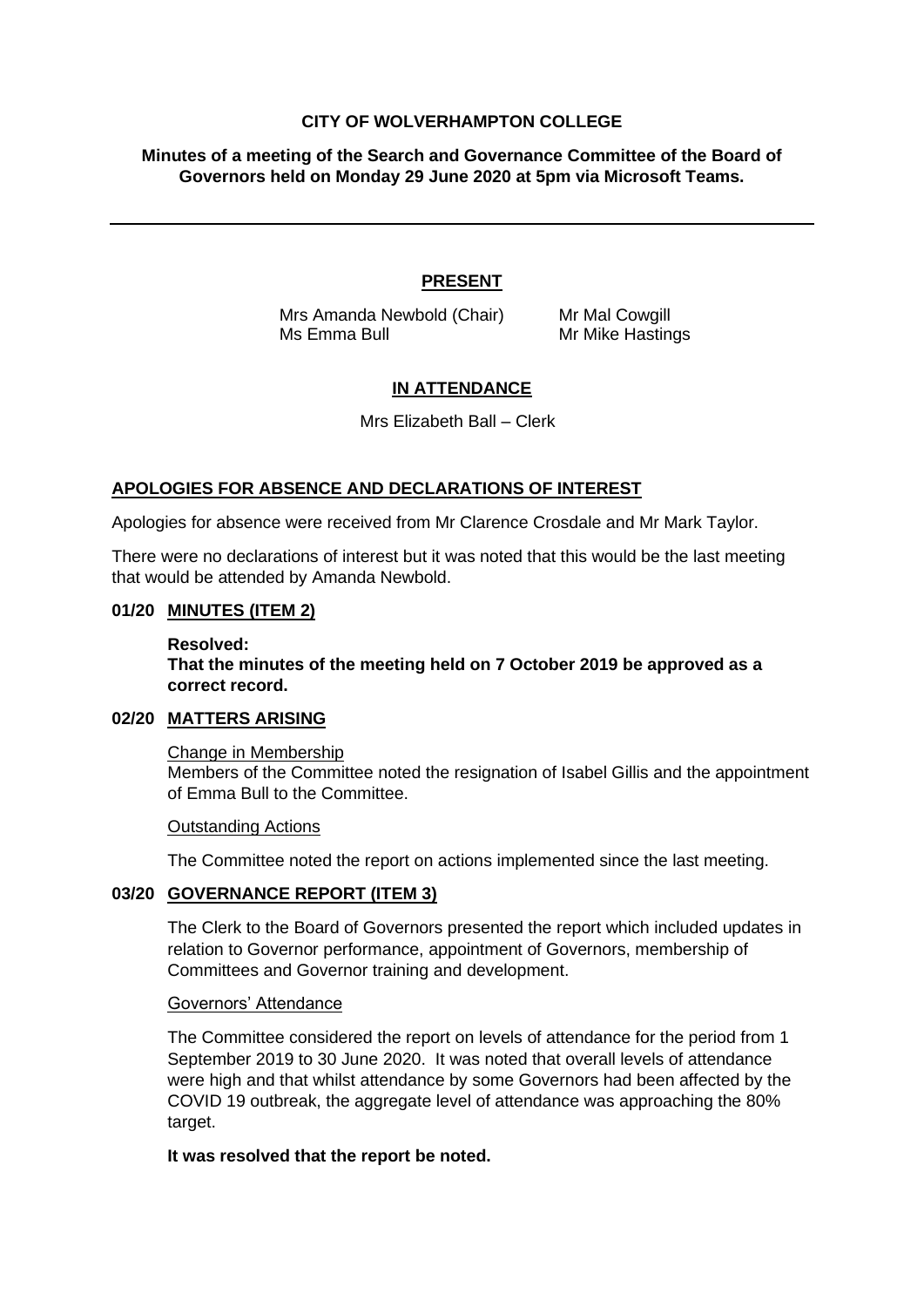**CITY OF WOLVERHAMPTON COLLEGE**

**Minutes of a meeting of the Search and Governance Committee of the Board of Governors held on Monday 29 June 2020 at 5pm via Microsoft Teams.**

---

## PRESENT

Mrs Amanda Newbold (Chair)
Ms Emma Bull
Mr Mal Cowgill
Mr Mike Hastings

## IN ATTENDANCE

Mrs Elizabeth Ball – Clerk

## APOLOGIES FOR ABSENCE AND DECLARATIONS OF INTEREST

Apologies for absence were received from Mr Clarence Crosdale and Mr Mark Taylor.

There were no declarations of interest but it was noted that this would be the last meeting that would be attended by Amanda Newbold.

### 01/20 MINUTES (ITEM 2)

**Resolved:**
**That the minutes of the meeting held on 7 October 2019 be approved as a correct record.**

### 02/20 MATTERS ARISING

Change in Membership

Members of the Committee noted the resignation of Isabel Gillis and the appointment of Emma Bull to the Committee.

Outstanding Actions

The Committee noted the report on actions implemented since the last meeting.

### 03/20 GOVERNANCE REPORT (ITEM 3)

The Clerk to the Board of Governors presented the report which included updates in relation to Governor performance, appointment of Governors, membership of Committees and Governor training and development.

Governors' Attendance

The Committee considered the report on levels of attendance for the period from 1 September 2019 to 30 June 2020. It was noted that overall levels of attendance were high and that whilst attendance by some Governors had been affected by the COVID 19 outbreak, the aggregate level of attendance was approaching the 80% target.

**It was resolved that the report be noted.**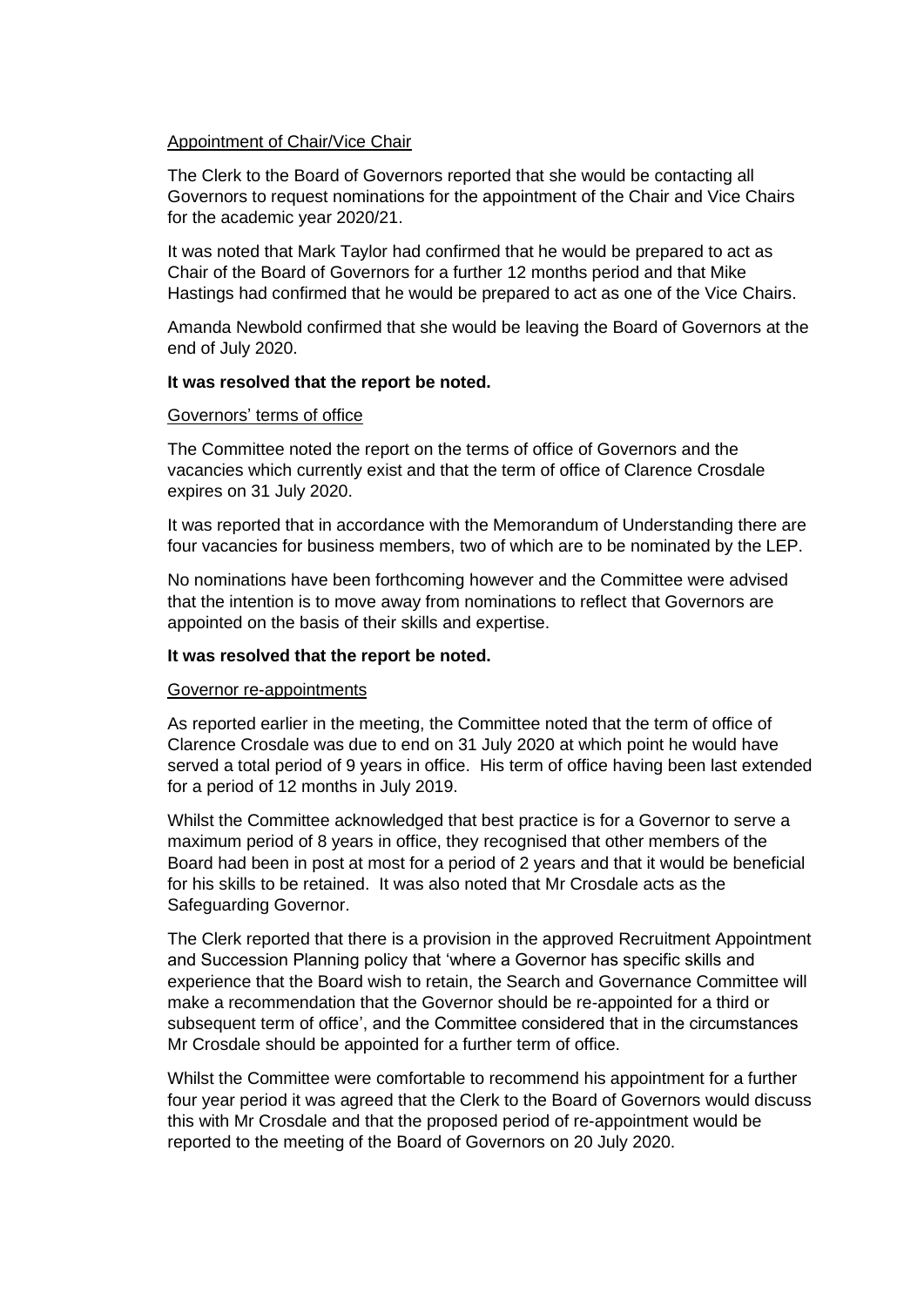Appointment of Chair/Vice Chair

The Clerk to the Board of Governors reported that she would be contacting all Governors to request nominations for the appointment of the Chair and Vice Chairs for the academic year 2020/21.

It was noted that Mark Taylor had confirmed that he would be prepared to act as Chair of the Board of Governors for a further 12 months period and that Mike Hastings had confirmed that he would be prepared to act as one of the Vice Chairs.

Amanda Newbold confirmed that she would be leaving the Board of Governors at the end of July 2020.

**It was resolved that the report be noted.**

Governors' terms of office

The Committee noted the report on the terms of office of Governors and the vacancies which currently exist and that the term of office of Clarence Crosdale expires on 31 July 2020.

It was reported that in accordance with the Memorandum of Understanding there are four vacancies for business members, two of which are to be nominated by the LEP.

No nominations have been forthcoming however and the Committee were advised that the intention is to move away from nominations to reflect that Governors are appointed on the basis of their skills and expertise.

**It was resolved that the report be noted.**

Governor re-appointments

As reported earlier in the meeting, the Committee noted that the term of office of Clarence Crosdale was due to end on 31 July 2020 at which point he would have served a total period of 9 years in office. His term of office having been last extended for a period of 12 months in July 2019.

Whilst the Committee acknowledged that best practice is for a Governor to serve a maximum period of 8 years in office, they recognised that other members of the Board had been in post at most for a period of 2 years and that it would be beneficial for his skills to be retained. It was also noted that Mr Crosdale acts as the Safeguarding Governor.

The Clerk reported that there is a provision in the approved Recruitment Appointment and Succession Planning policy that 'where a Governor has specific skills and experience that the Board wish to retain, the Search and Governance Committee will make a recommendation that the Governor should be re-appointed for a third or subsequent term of office', and the Committee considered that in the circumstances Mr Crosdale should be appointed for a further term of office.

Whilst the Committee were comfortable to recommend his appointment for a further four year period it was agreed that the Clerk to the Board of Governors would discuss this with Mr Crosdale and that the proposed period of re-appointment would be reported to the meeting of the Board of Governors on 20 July 2020.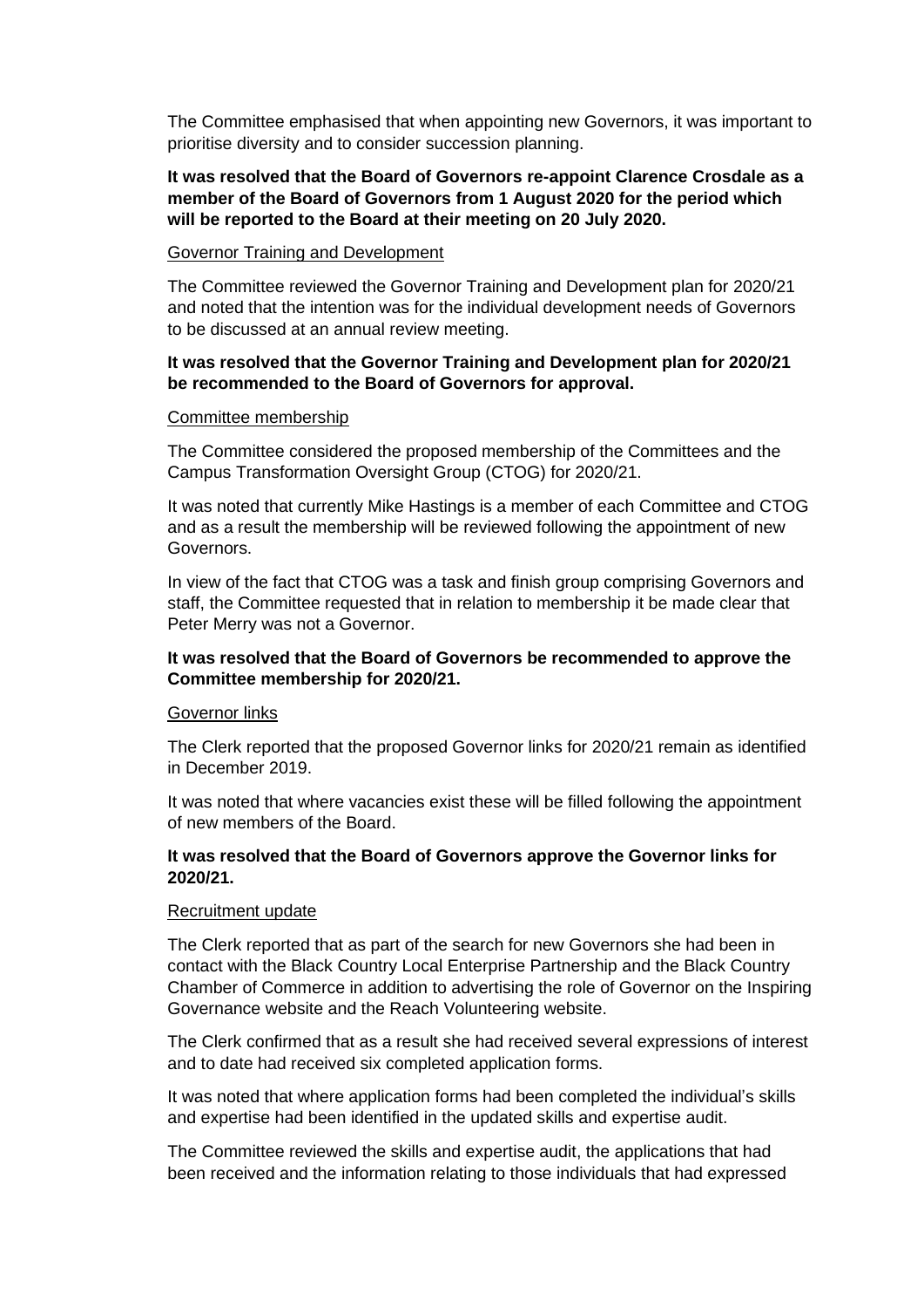The Committee emphasised that when appointing new Governors, it was important to prioritise diversity and to consider succession planning.

**It was resolved that the Board of Governors re-appoint Clarence Crosdale as a member of the Board of Governors from 1 August 2020 for the period which will be reported to the Board at their meeting on 20 July 2020.**

<u>Governor Training and Development</u>

The Committee reviewed the Governor Training and Development plan for 2020/21 and noted that the intention was for the individual development needs of Governors to be discussed at an annual review meeting.

**It was resolved that the Governor Training and Development plan for 2020/21 be recommended to the Board of Governors for approval.**

<u>Committee membership</u>

The Committee considered the proposed membership of the Committees and the Campus Transformation Oversight Group (CTOG) for 2020/21.

It was noted that currently Mike Hastings is a member of each Committee and CTOG and as a result the membership will be reviewed following the appointment of new Governors.

In view of the fact that CTOG was a task and finish group comprising Governors and staff, the Committee requested that in relation to membership it be made clear that Peter Merry was not a Governor.

**It was resolved that the Board of Governors be recommended to approve the Committee membership for 2020/21.**

<u>Governor links</u>

The Clerk reported that the proposed Governor links for 2020/21 remain as identified in December 2019.

It was noted that where vacancies exist these will be filled following the appointment of new members of the Board.

**It was resolved that the Board of Governors approve the Governor links for 2020/21.**

<u>Recruitment update</u>

The Clerk reported that as part of the search for new Governors she had been in contact with the Black Country Local Enterprise Partnership and the Black Country Chamber of Commerce in addition to advertising the role of Governor on the Inspiring Governance website and the Reach Volunteering website.

The Clerk confirmed that as a result she had received several expressions of interest and to date had received six completed application forms.

It was noted that where application forms had been completed the individual's skills and expertise had been identified in the updated skills and expertise audit.

The Committee reviewed the skills and expertise audit, the applications that had been received and the information relating to those individuals that had expressed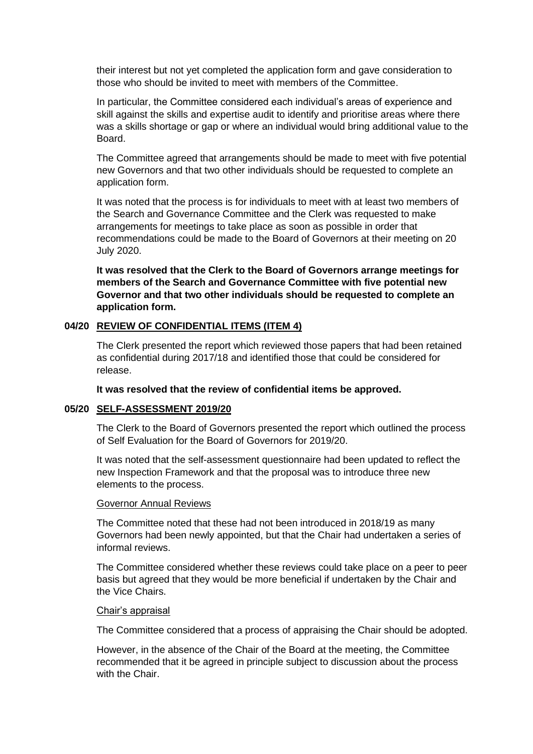their interest but not yet completed the application form and gave consideration to those who should be invited to meet with members of the Committee.

In particular, the Committee considered each individual's areas of experience and skill against the skills and expertise audit to identify and prioritise areas where there was a skills shortage or gap or where an individual would bring additional value to the Board.

The Committee agreed that arrangements should be made to meet with five potential new Governors and that two other individuals should be requested to complete an application form.

It was noted that the process is for individuals to meet with at least two members of the Search and Governance Committee and the Clerk was requested to make arrangements for meetings to take place as soon as possible in order that recommendations could be made to the Board of Governors at their meeting on 20 July 2020.

**It was resolved that the Clerk to the Board of Governors arrange meetings for members of the Search and Governance Committee with five potential new Governor and that two other individuals should be requested to complete an application form.**

**04/20 REVIEW OF CONFIDENTIAL ITEMS (ITEM 4)**

The Clerk presented the report which reviewed those papers that had been retained as confidential during 2017/18 and identified those that could be considered for release.

**It was resolved that the review of confidential items be approved.**

**05/20 SELF-ASSESSMENT 2019/20**

The Clerk to the Board of Governors presented the report which outlined the process of Self Evaluation for the Board of Governors for 2019/20.

It was noted that the self-assessment questionnaire had been updated to reflect the new Inspection Framework and that the proposal was to introduce three new elements to the process.

Governor Annual Reviews

The Committee noted that these had not been introduced in 2018/19 as many Governors had been newly appointed, but that the Chair had undertaken a series of informal reviews.

The Committee considered whether these reviews could take place on a peer to peer basis but agreed that they would be more beneficial if undertaken by the Chair and the Vice Chairs.

Chair's appraisal

The Committee considered that a process of appraising the Chair should be adopted.

However, in the absence of the Chair of the Board at the meeting, the Committee recommended that it be agreed in principle subject to discussion about the process with the Chair.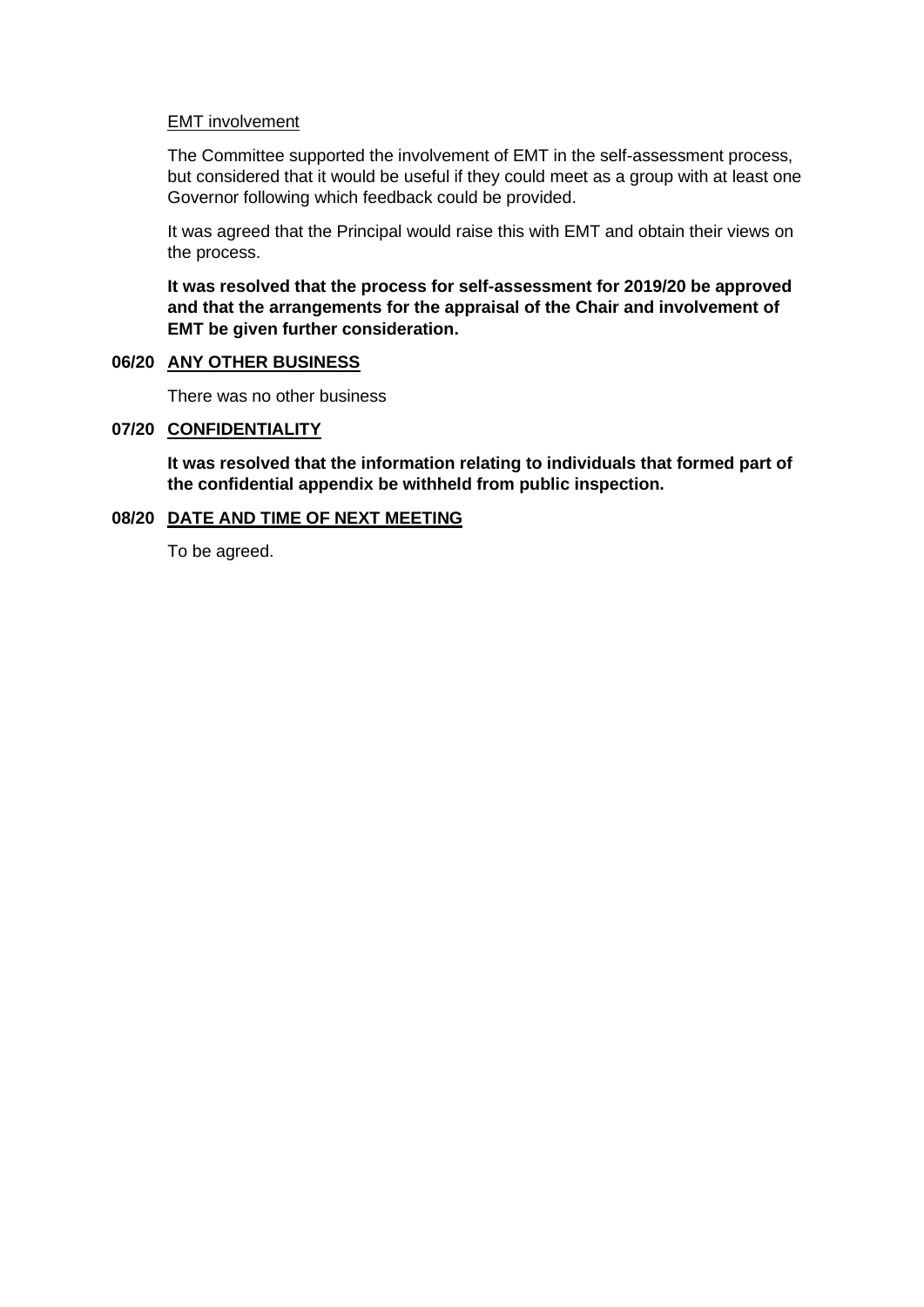EMT involvement

The Committee supported the involvement of EMT in the self-assessment process, but considered that it would be useful if they could meet as a group with at least one Governor following which feedback could be provided.

It was agreed that the Principal would raise this with EMT and obtain their views on the process.

**It was resolved that the process for self-assessment for 2019/20 be approved and that the arrangements for the appraisal of the Chair and involvement of EMT be given further consideration.**

**06/20 ANY OTHER BUSINESS**

There was no other business

**07/20 CONFIDENTIALITY**

**It was resolved that the information relating to individuals that formed part of the confidential appendix be withheld from public inspection.**

**08/20 DATE AND TIME OF NEXT MEETING**

To be agreed.